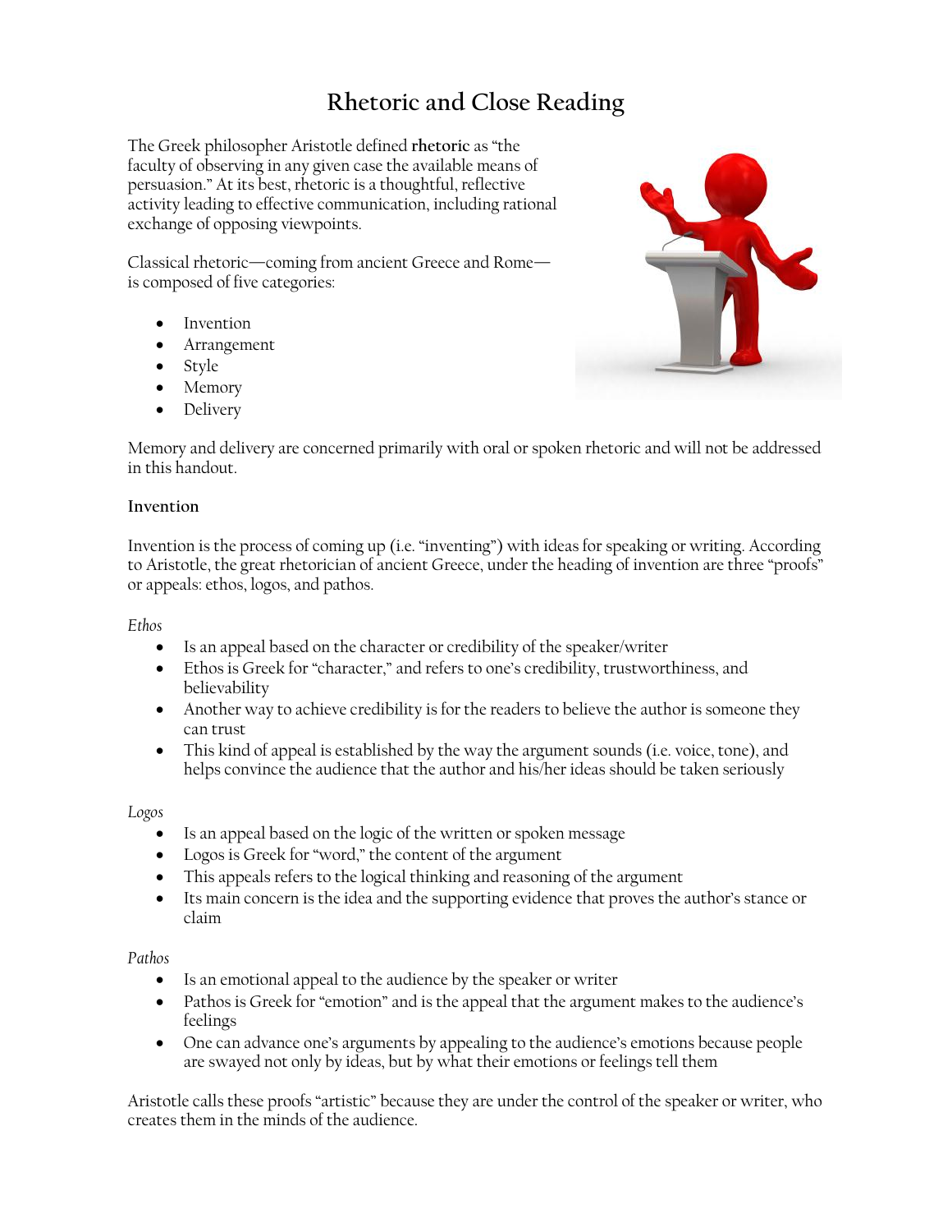# Rhetoric and Close Reading

The Greek philosopher Aristotle defined **rhetoric** as "the faculty of observing in any given case the available means of persuasion." At its best, rhetoric is a thoughtful, reflective activity leading to effective communication, including rational exchange of opposing viewpoints.

Classical rhetoric—coming from ancient Greece and Rome—is composed of five categories:

- Invention
- Arrangement
- Style
- Memory
- Delivery

Memory and delivery are concerned primarily with oral or spoken rhetoric and will not be addressed in this handout.

**Invention**

Invention is the process of coming up (i.e. "inventing") with ideas for speaking or writing. According to Aristotle, the great rhetorician of ancient Greece, under the heading of invention are three "proofs" or appeals: ethos, logos, and pathos.

*Ethos*

- Is an appeal based on the character or credibility of the speaker/writer
- Ethos is Greek for "character," and refers to one's credibility, trustworthiness, and believability
- Another way to achieve credibility is for the readers to believe the author is someone they can trust
- This kind of appeal is established by the way the argument sounds (i.e. voice, tone), and helps convince the audience that the author and his/her ideas should be taken seriously

*Logos*

- Is an appeal based on the logic of the written or spoken message
- Logos is Greek for "word," the content of the argument
- This appeals refers to the logical thinking and reasoning of the argument
- Its main concern is the idea and the supporting evidence that proves the author's stance or claim

*Pathos*

- Is an emotional appeal to the audience by the speaker or writer
- Pathos is Greek for "emotion" and is the appeal that the argument makes to the audience's feelings
- One can advance one's arguments by appealing to the audience's emotions because people are swayed not only by ideas, but by what their emotions or feelings tell them

Aristotle calls these proofs "artistic" because they are under the control of the speaker or writer, who creates them in the minds of the audience.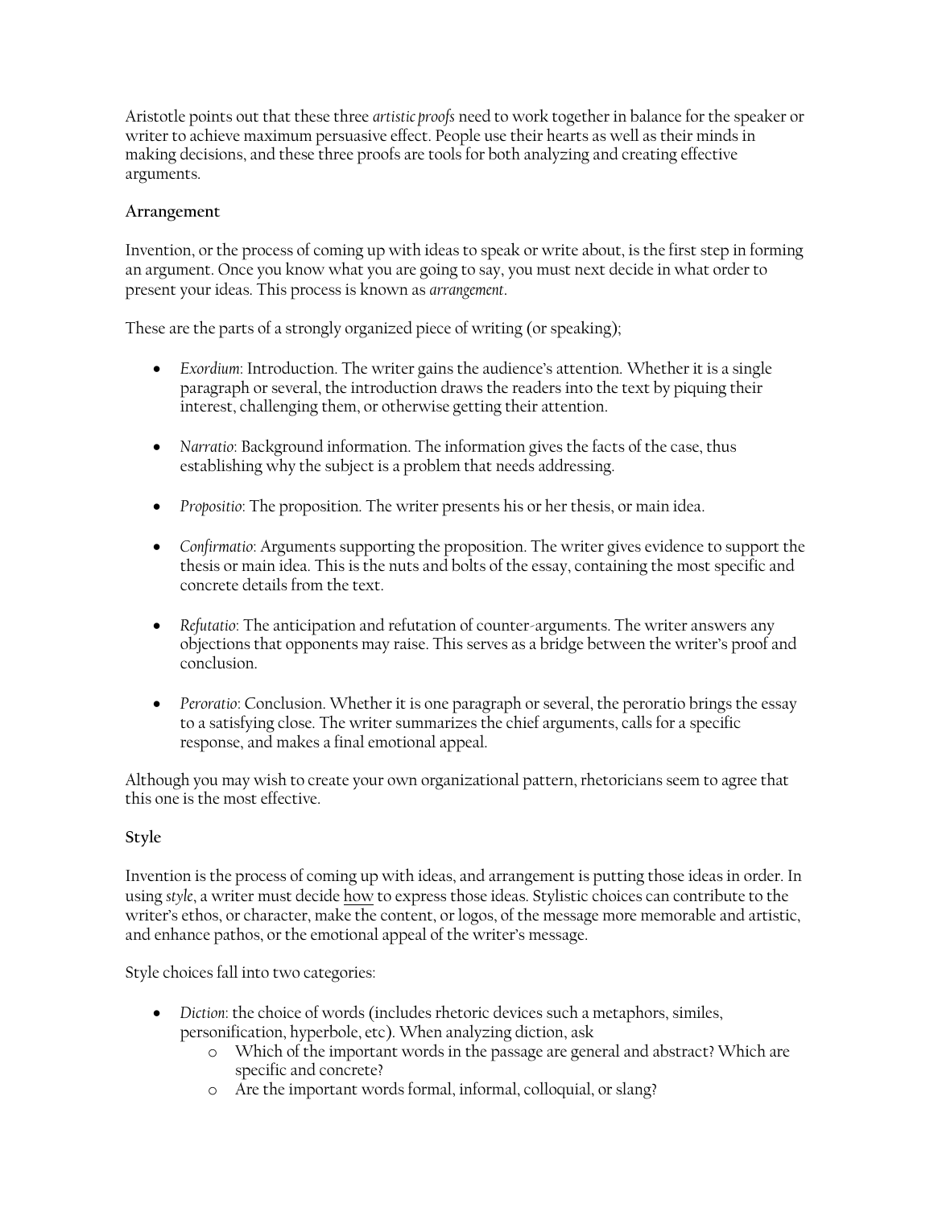Aristotle points out that these three *artistic proofs* need to work together in balance for the speaker or writer to achieve maximum persuasive effect. People use their hearts as well as their minds in making decisions, and these three proofs are tools for both analyzing and creating effective arguments.

**Arrangement**

Invention, or the process of coming up with ideas to speak or write about, is the first step in forming an argument. Once you know what you are going to say, you must next decide in what order to present your ideas. This process is known as *arrangement*.

These are the parts of a strongly organized piece of writing (or speaking);

- *Exordium*: Introduction. The writer gains the audience's attention. Whether it is a single paragraph or several, the introduction draws the readers into the text by piquing their interest, challenging them, or otherwise getting their attention.

- *Narratio*: Background information. The information gives the facts of the case, thus establishing why the subject is a problem that needs addressing.

- *Propositio*: The proposition. The writer presents his or her thesis, or main idea.

- *Confirmatio*: Arguments supporting the proposition. The writer gives evidence to support the thesis or main idea. This is the nuts and bolts of the essay, containing the most specific and concrete details from the text.

- *Refutatio*: The anticipation and refutation of counter-arguments. The writer answers any objections that opponents may raise. This serves as a bridge between the writer's proof and conclusion.

- *Peroratio*: Conclusion. Whether it is one paragraph or several, the peroratio brings the essay to a satisfying close. The writer summarizes the chief arguments, calls for a specific response, and makes a final emotional appeal.

Although you may wish to create your own organizational pattern, rhetoricians seem to agree that this one is the most effective.

**Style**

Invention is the process of coming up with ideas, and arrangement is putting those ideas in order. In using *style*, a writer must decide <u>how</u> to express those ideas. Stylistic choices can contribute to the writer's ethos, or character, make the content, or logos, of the message more memorable and artistic, and enhance pathos, or the emotional appeal of the writer's message.

Style choices fall into two categories:

- *Diction*: the choice of words (includes rhetoric devices such a metaphors, similes, personification, hyperbole, etc). When analyzing diction, ask
  - Which of the important words in the passage are general and abstract? Which are specific and concrete?
  - Are the important words formal, informal, colloquial, or slang?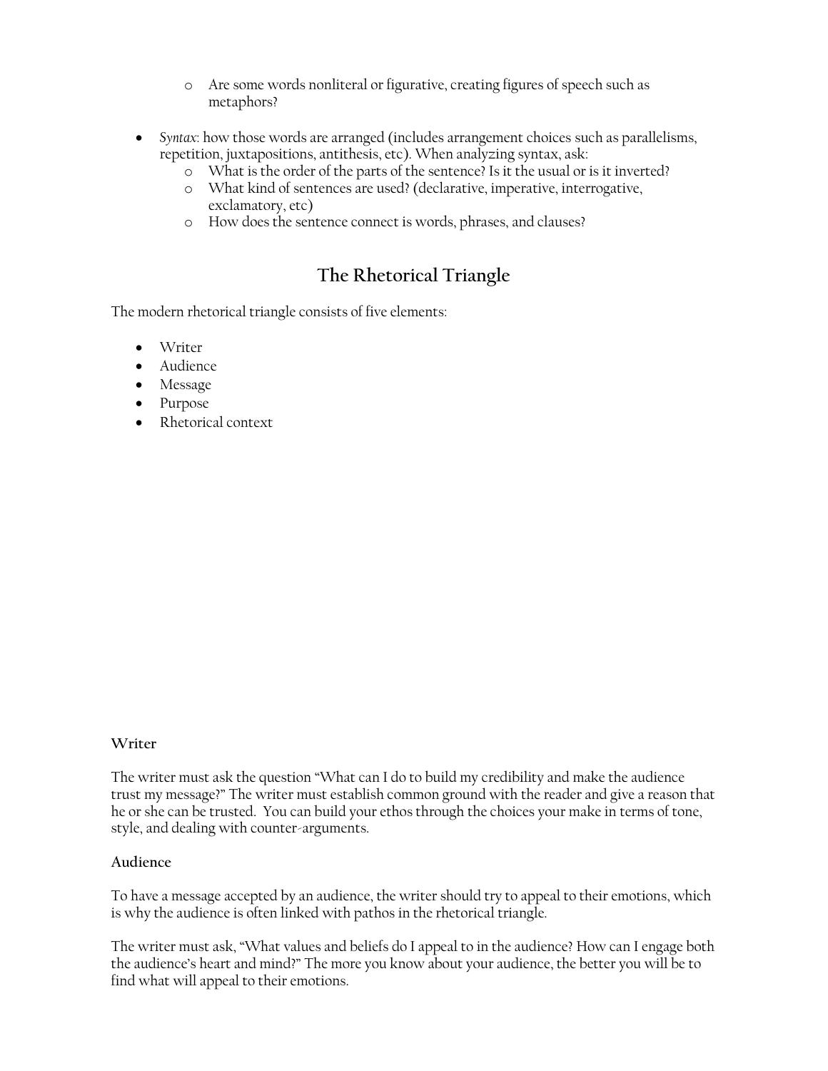- Are some words nonliteral or figurative, creating figures of speech such as metaphors?

- *Syntax*: how those words are arranged (includes arrangement choices such as parallelisms, repetition, juxtapositions, antithesis, etc). When analyzing syntax, ask:
    - What is the order of the parts of the sentence? Is it the usual or is it inverted?
    - What kind of sentences are used? (declarative, imperative, interrogative, exclamatory, etc)
    - How does the sentence connect is words, phrases, and clauses?

## The Rhetorical Triangle

The modern rhetorical triangle consists of five elements:

- Writer
- Audience
- Message
- Purpose
- Rhetorical context

**Writer**

The writer must ask the question "What can I do to build my credibility and make the audience trust my message?" The writer must establish common ground with the reader and give a reason that he or she can be trusted. You can build your ethos through the choices your make in terms of tone, style, and dealing with counter-arguments.

**Audience**

To have a message accepted by an audience, the writer should try to appeal to their emotions, which is why the audience is often linked with pathos in the rhetorical triangle.

The writer must ask, "What values and beliefs do I appeal to in the audience? How can I engage both the audience's heart and mind?" The more you know about your audience, the better you will be to find what will appeal to their emotions.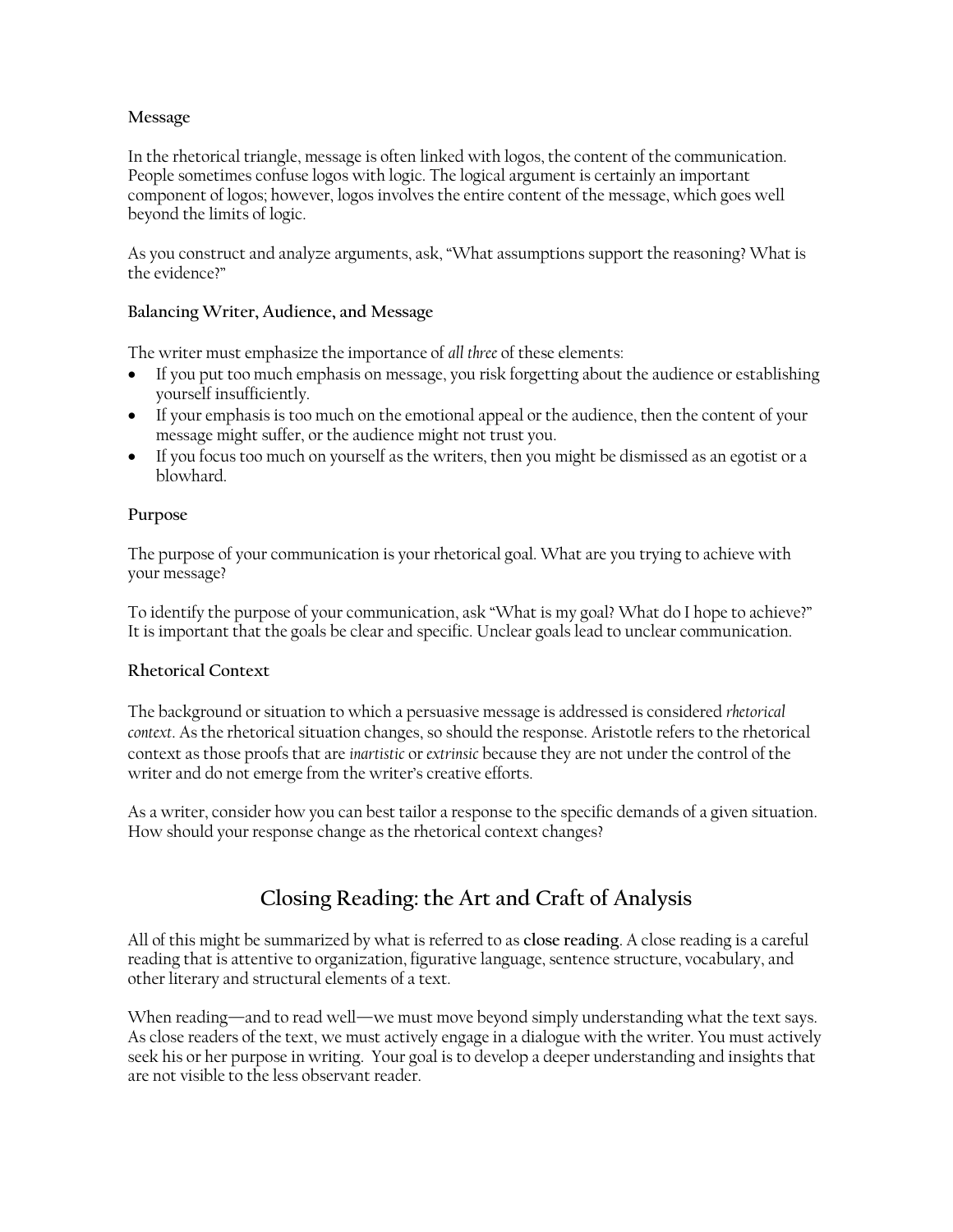**Message**

In the rhetorical triangle, message is often linked with logos, the content of the communication. People sometimes confuse logos with logic. The logical argument is certainly an important component of logos; however, logos involves the entire content of the message, which goes well beyond the limits of logic.

As you construct and analyze arguments, ask, "What assumptions support the reasoning? What is the evidence?"

**Balancing Writer, Audience, and Message**

The writer must emphasize the importance of *all three* of these elements:

- If you put too much emphasis on message, you risk forgetting about the audience or establishing yourself insufficiently.
- If your emphasis is too much on the emotional appeal or the audience, then the content of your message might suffer, or the audience might not trust you.
- If you focus too much on yourself as the writers, then you might be dismissed as an egotist or a blowhard.

**Purpose**

The purpose of your communication is your rhetorical goal. What are you trying to achieve with your message?

To identify the purpose of your communication, ask "What is my goal? What do I hope to achieve?" It is important that the goals be clear and specific. Unclear goals lead to unclear communication.

**Rhetorical Context**

The background or situation to which a persuasive message is addressed is considered *rhetorical context*. As the rhetorical situation changes, so should the response. Aristotle refers to the rhetorical context as those proofs that are *inartistic* or *extrinsic* because they are not under the control of the writer and do not emerge from the writer's creative efforts.

As a writer, consider how you can best tailor a response to the specific demands of a given situation. How should your response change as the rhetorical context changes?

## Closing Reading: the Art and Craft of Analysis

All of this might be summarized by what is referred to as **close reading**. A close reading is a careful reading that is attentive to organization, figurative language, sentence structure, vocabulary, and other literary and structural elements of a text.

When reading—and to read well—we must move beyond simply understanding what the text says. As close readers of the text, we must actively engage in a dialogue with the writer. You must actively seek his or her purpose in writing. Your goal is to develop a deeper understanding and insights that are not visible to the less observant reader.